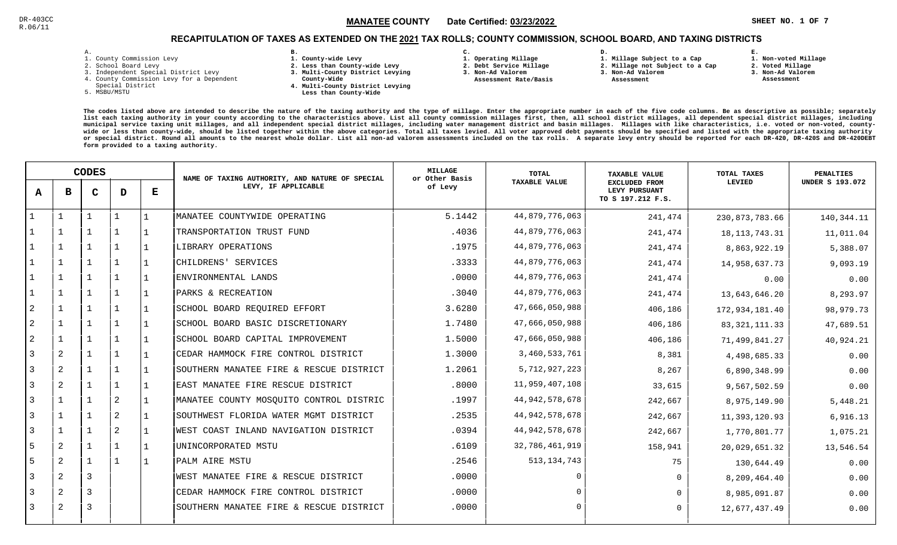DR-403CC
R.06/11

**MANATEE COUNTY** Date Certified: **03/23/2022**

## RECAPITULATION OF TAXES AS EXTENDED ON THE 2021 TAX ROLLS; COUNTY COMMISSION, SCHOOL BOARD, AND TAXING DISTRICTS

**A.**
1. County Commission Levy
2. School Board Levy
3. Independent Special District Levy
4. County Commission Levy for a Dependent Special District
5. MSBU/MSTU

**B.**
1. County-wide Levy
2. Less than County-wide Levy
3. Multi-County District Levying County-Wide
4. Multi-County District Levying Less than County-Wide

**C.**
1. Operating Millage
2. Debt Service Millage
3. Non-Ad Valorem Assessment Rate/Basis

**D.**
1. Millage Subject to a Cap
2. Millage not Subject to a Cap
3. Non-Ad Valorem Assessment

**E.**
1. Non-voted Millage
2. Voted Millage
3. Non-Ad Valorem Assessment

The codes listed above are intended to describe the nature of the taxing authority and the type of millage. Enter the appropriate number in each of the five code columns. Be as descriptive as possible; separately list each taxing authority in your county according to the characteristics above. List all county commission millages first, then, all school district millages, all dependent special district millages, including municipal service taxing unit millages, and all independent special district millages, including water management district and basin millages. Millages with like characteristics, i.e. voted or non-voted, county-wide or less than county-wide, should be listed together within the above categories. Total all taxes levied. All voter approved debt payments should be specified and listed with the appropriate taxing authority or special district. Round all amounts to the nearest whole dollar. List all non-ad valorem assessments included on the tax rolls. A separate levy entry should be reported for each DR-420, DR-420S and DR-420DEBT form provided to a taxing authority.

| A | B | C | D | E | NAME OF TAXING AUTHORITY, AND NATURE OF SPECIAL LEVY, IF APPLICABLE | MILLAGE or Other Basis of Levy | TOTAL TAXABLE VALUE | TAXABLE VALUE EXCLUDED FROM LEVY PURSUANT TO S 197.212 F.S. | TOTAL TAXES LEVIED | PENALTIES UNDER S 193.072 |
|---|---|---|---|---|---|---|---|---|---|---|
| 1 | 1 | 1 | 1 | 1 | MANATEE COUNTYWIDE OPERATING | 5.1442 | 44,879,776,063 | 241,474 | 230,873,783.66 | 140,344.11 |
| 1 | 1 | 1 | 1 | 1 | TRANSPORTATION TRUST FUND | .4036 | 44,879,776,063 | 241,474 | 18,113,743.31 | 11,011.04 |
| 1 | 1 | 1 | 1 | 1 | LIBRARY OPERATIONS | .1975 | 44,879,776,063 | 241,474 | 8,863,922.19 | 5,388.07 |
| 1 | 1 | 1 | 1 | 1 | CHILDRENS' SERVICES | .3333 | 44,879,776,063 | 241,474 | 14,958,637.73 | 9,093.19 |
| 1 | 1 | 1 | 1 | 1 | ENVIRONMENTAL LANDS | .0000 | 44,879,776,063 | 241,474 | 0.00 | 0.00 |
| 1 | 1 | 1 | 1 | 1 | PARKS & RECREATION | .3040 | 44,879,776,063 | 241,474 | 13,643,646.20 | 8,293.97 |
| 2 | 1 | 1 | 1 | 1 | SCHOOL BOARD REQUIRED EFFORT | 3.6280 | 47,666,050,988 | 406,186 | 172,934,181.40 | 98,979.73 |
| 2 | 1 | 1 | 1 | 1 | SCHOOL BOARD BASIC DISCRETIONARY | 1.7480 | 47,666,050,988 | 406,186 | 83,321,111.33 | 47,689.51 |
| 2 | 1 | 1 | 1 | 1 | SCHOOL BOARD CAPITAL IMPROVEMENT | 1.5000 | 47,666,050,988 | 406,186 | 71,499,841.27 | 40,924.21 |
| 3 | 2 | 1 | 1 | 1 | CEDAR HAMMOCK FIRE CONTROL DISTRICT | 1.3000 | 3,460,533,761 | 8,381 | 4,498,685.33 | 0.00 |
| 3 | 2 | 1 | 1 | 1 | SOUTHERN MANATEE FIRE & RESCUE DISTRICT | 1.2061 | 5,712,927,223 | 8,267 | 6,890,348.99 | 0.00 |
| 3 | 2 | 1 | 1 | 1 | EAST MANATEE FIRE RESCUE DISTRICT | .8000 | 11,959,407,108 | 33,615 | 9,567,502.59 | 0.00 |
| 3 | 1 | 1 | 2 | 1 | MANATEE COUNTY MOSQUITO CONTROL DISTRIC | .1997 | 44,942,578,678 | 242,667 | 8,975,149.90 | 5,448.21 |
| 3 | 1 | 1 | 2 | 1 | SOUTHWEST FLORIDA WATER MGMT DISTRICT | .2535 | 44,942,578,678 | 242,667 | 11,393,120.93 | 6,916.13 |
| 3 | 1 | 1 | 2 | 1 | WEST COAST INLAND NAVIGATION DISTRICT | .0394 | 44,942,578,678 | 242,667 | 1,770,801.77 | 1,075.21 |
| 5 | 2 | 1 | 1 | 1 | UNINCORPORATED MSTU | .6109 | 32,786,461,919 | 158,941 | 20,029,651.32 | 13,546.54 |
| 5 | 2 | 1 | 1 | 1 | PALM AIRE MSTU | .2546 | 513,134,743 | 75 | 130,644.49 | 0.00 |
| 3 | 2 | 3 | | | WEST MANATEE FIRE & RESCUE DISTRICT | .0000 | 0 | 0 | 8,209,464.40 | 0.00 |
| 3 | 2 | 3 | | | CEDAR HAMMOCK FIRE CONTROL DISTRICT | .0000 | 0 | 0 | 8,985,091.87 | 0.00 |
| 3 | 2 | 3 | | | SOUTHERN MANATEE FIRE & RESCUE DISTRICT | .0000 | 0 | 0 | 12,677,437.49 | 0.00 |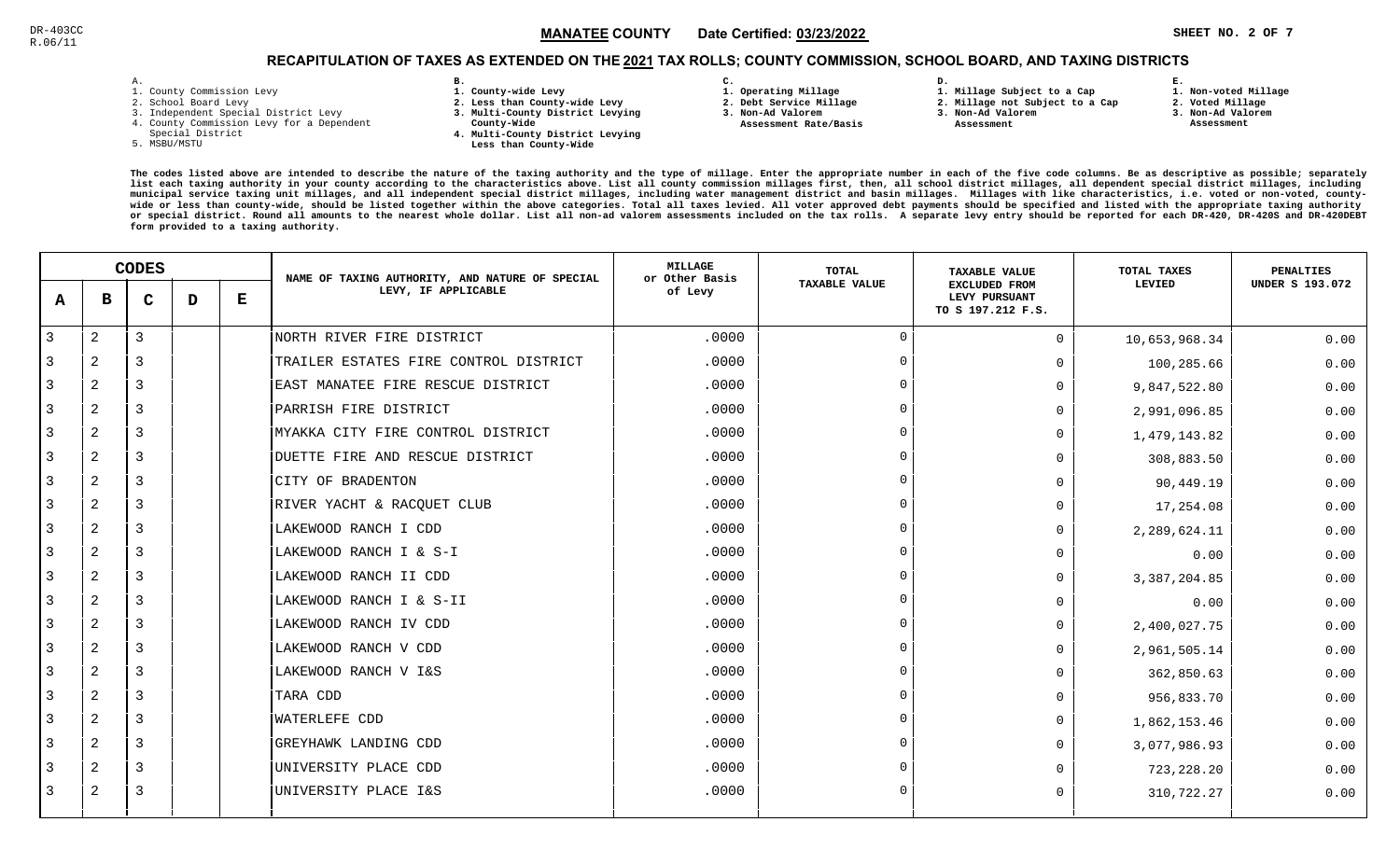DR-403CC
R.06/11

**MANATEE COUNTY** Date Certified: **03/23/2022**

## RECAPITULATION OF TAXES AS EXTENDED ON THE 2021 TAX ROLLS; COUNTY COMMISSION, SCHOOL BOARD, AND TAXING DISTRICTS

**A.**
1. County Commission Levy
2. School Board Levy
3. Independent Special District Levy
4. County Commission Levy for a Dependent Special District
5. MSBU/MSTU

**B.**
1. County-wide Levy
2. Less than County-wide Levy
3. Multi-County District Levying County-Wide
4. Multi-County District Levying Less than County-Wide

**C.**
1. Operating Millage
2. Debt Service Millage
3. Non-Ad Valorem Assessment Rate/Basis

**D.**
1. Millage Subject to a Cap
2. Millage not Subject to a Cap
3. Non-Ad Valorem Assessment

**E.**
1. Non-voted Millage
2. Voted Millage
3. Non-Ad Valorem Assessment

**The codes listed above are intended to describe the nature of the taxing authority and the type of millage. Enter the appropriate number in each of the five code columns. Be as descriptive as possible; separately list each taxing authority in your county according to the characteristics above. List all county commission millages first, then, all school district millages, all dependent special district millages, including municipal service taxing unit millages, and all independent special district millages, including water management district and basin millages. Millages with like characteristics, i.e. voted or non-voted, county-wide or less than county-wide, should be listed together within the above categories. Total all taxes levied. All voter approved debt payments should be specified and listed with the appropriate taxing authority or special district. Round all amounts to the nearest whole dollar. List all non-ad valorem assessments included on the tax rolls. A separate levy entry should be reported for each DR-420, DR-420S and DR-420DEBT form provided to a taxing authority.**

| CODES | | | | | NAME OF TAXING AUTHORITY, AND NATURE OF SPECIAL LEVY, IF APPLICABLE | MILLAGE or Other Basis of Levy | TOTAL TAXABLE VALUE | TAXABLE VALUE EXCLUDED FROM LEVY PURSUANT TO S 197.212 F.S. | TOTAL TAXES LEVIED | PENALTIES UNDER S 193.072 |
|---|---|---|---|---|---|---|---|---|---|---|
| A | B | C | D | E | | | | | | |
| 3 | 2 | 3 | | | NORTH RIVER FIRE DISTRICT | .0000 | 0 | 0 | 10,653,968.34 | 0.00 |
| 3 | 2 | 3 | | | TRAILER ESTATES FIRE CONTROL DISTRICT | .0000 | 0 | 0 | 100,285.66 | 0.00 |
| 3 | 2 | 3 | | | EAST MANATEE FIRE RESCUE DISTRICT | .0000 | 0 | 0 | 9,847,522.80 | 0.00 |
| 3 | 2 | 3 | | | PARRISH FIRE DISTRICT | .0000 | 0 | 0 | 2,991,096.85 | 0.00 |
| 3 | 2 | 3 | | | MYAKKA CITY FIRE CONTROL DISTRICT | .0000 | 0 | 0 | 1,479,143.82 | 0.00 |
| 3 | 2 | 3 | | | DUETTE FIRE AND RESCUE DISTRICT | .0000 | 0 | 0 | 308,883.50 | 0.00 |
| 3 | 2 | 3 | | | CITY OF BRADENTON | .0000 | 0 | 0 | 90,449.19 | 0.00 |
| 3 | 2 | 3 | | | RIVER YACHT & RACQUET CLUB | .0000 | 0 | 0 | 17,254.08 | 0.00 |
| 3 | 2 | 3 | | | LAKEWOOD RANCH I CDD | .0000 | 0 | 0 | 2,289,624.11 | 0.00 |
| 3 | 2 | 3 | | | LAKEWOOD RANCH I & S-I | .0000 | 0 | 0 | 0.00 | 0.00 |
| 3 | 2 | 3 | | | LAKEWOOD RANCH II CDD | .0000 | 0 | 0 | 3,387,204.85 | 0.00 |
| 3 | 2 | 3 | | | LAKEWOOD RANCH I & S-II | .0000 | 0 | 0 | 0.00 | 0.00 |
| 3 | 2 | 3 | | | LAKEWOOD RANCH IV CDD | .0000 | 0 | 0 | 2,400,027.75 | 0.00 |
| 3 | 2 | 3 | | | LAKEWOOD RANCH V CDD | .0000 | 0 | 0 | 2,961,505.14 | 0.00 |
| 3 | 2 | 3 | | | LAKEWOOD RANCH V I&S | .0000 | 0 | 0 | 362,850.63 | 0.00 |
| 3 | 2 | 3 | | | TARA CDD | .0000 | 0 | 0 | 956,833.70 | 0.00 |
| 3 | 2 | 3 | | | WATERLEFE CDD | .0000 | 0 | 0 | 1,862,153.46 | 0.00 |
| 3 | 2 | 3 | | | GREYHAWK LANDING CDD | .0000 | 0 | 0 | 3,077,986.93 | 0.00 |
| 3 | 2 | 3 | | | UNIVERSITY PLACE CDD | .0000 | 0 | 0 | 723,228.20 | 0.00 |
| 3 | 2 | 3 | | | UNIVERSITY PLACE I&S | .0000 | 0 | 0 | 310,722.27 | 0.00 |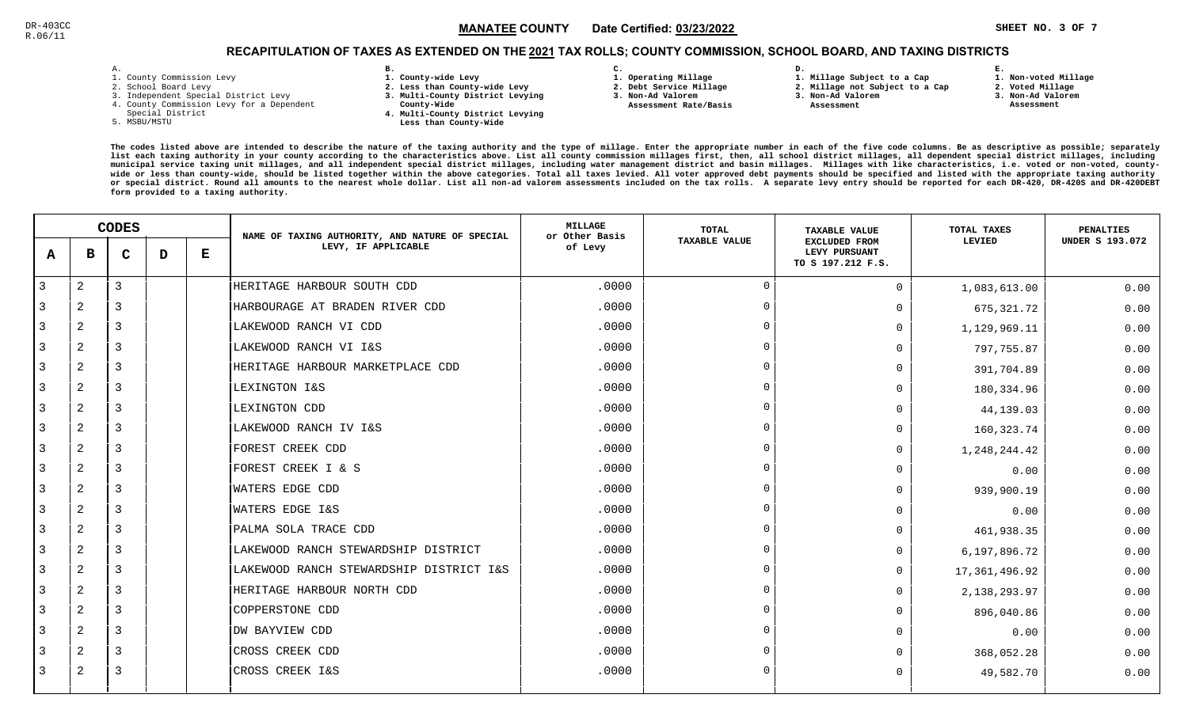DR-403CC
R.06/11

**MANATEE COUNTY** Date Certified: **03/23/2022**

## RECAPITULATION OF TAXES AS EXTENDED ON THE 2021 TAX ROLLS; COUNTY COMMISSION, SCHOOL BOARD, AND TAXING DISTRICTS

A.
1. County Commission Levy
2. School Board Levy
3. Independent Special District Levy
4. County Commission Levy for a Dependent Special District
5. MSBU/MSTU

B.
1. County-wide Levy
2. Less than County-wide Levy
3. Multi-County District Levying County-Wide
4. Multi-County District Levying Less than County-Wide

C.
1. Operating Millage
2. Debt Service Millage
3. Non-Ad Valorem Assessment Rate/Basis

D.
1. Millage Subject to a Cap
2. Millage not Subject to a Cap
3. Non-Ad Valorem Assessment

E.
1. Non-voted Millage
2. Voted Millage
3. Non-Ad Valorem Assessment

The codes listed above are intended to describe the nature of the taxing authority and the type of millage. Enter the appropriate number in each of the five code columns. Be as descriptive as possible; separately list each taxing authority in your county according to the characteristics above. List all county commission millages first, then, all school district millages, all dependent special district millages, including municipal service taxing unit millages, and all independent special district millages, including water management district and basin millages. Millages with like characteristics, i.e. voted or non-voted, county-wide or less than county-wide, should be listed together within the above categories. Total all taxes levied. All voter approved debt payments should be specified and listed with the appropriate taxing authority or special district. Round all amounts to the nearest whole dollar. List all non-ad valorem assessments included on the tax rolls. A separate levy entry should be reported for each DR-420, DR-420S and DR-420DEBT form provided to a taxing authority.

| CODES | | | | | NAME OF TAXING AUTHORITY, AND NATURE OF SPECIAL LEVY, IF APPLICABLE | MILLAGE or Other Basis of Levy | TOTAL TAXABLE VALUE | TAXABLE VALUE EXCLUDED FROM LEVY PURSUANT TO S 197.212 F.S. | TOTAL TAXES LEVIED | PENALTIES UNDER S 193.072 |
|---|---|---|---|---|---|---|---|---|---|---|
| A | B | C | D | E | | | | | | |
| 3 | 2 | 3 | | | HERITAGE HARBOUR SOUTH CDD | .0000 | 0 | 0 | 1,083,613.00 | 0.00 |
| 3 | 2 | 3 | | | HARBOURAGE AT BRADEN RIVER CDD | .0000 | 0 | 0 | 675,321.72 | 0.00 |
| 3 | 2 | 3 | | | LAKEWOOD RANCH VI CDD | .0000 | 0 | 0 | 1,129,969.11 | 0.00 |
| 3 | 2 | 3 | | | LAKEWOOD RANCH VI I&S | .0000 | 0 | 0 | 797,755.87 | 0.00 |
| 3 | 2 | 3 | | | HERITAGE HARBOUR MARKETPLACE CDD | .0000 | 0 | 0 | 391,704.89 | 0.00 |
| 3 | 2 | 3 | | | LEXINGTON I&S | .0000 | 0 | 0 | 180,334.96 | 0.00 |
| 3 | 2 | 3 | | | LEXINGTON CDD | .0000 | 0 | 0 | 44,139.03 | 0.00 |
| 3 | 2 | 3 | | | LAKEWOOD RANCH IV I&S | .0000 | 0 | 0 | 160,323.74 | 0.00 |
| 3 | 2 | 3 | | | FOREST CREEK CDD | .0000 | 0 | 0 | 1,248,244.42 | 0.00 |
| 3 | 2 | 3 | | | FOREST CREEK I & S | .0000 | 0 | 0 | 0.00 | 0.00 |
| 3 | 2 | 3 | | | WATERS EDGE CDD | .0000 | 0 | 0 | 939,900.19 | 0.00 |
| 3 | 2 | 3 | | | WATERS EDGE I&S | .0000 | 0 | 0 | 0.00 | 0.00 |
| 3 | 2 | 3 | | | PALMA SOLA TRACE CDD | .0000 | 0 | 0 | 461,938.35 | 0.00 |
| 3 | 2 | 3 | | | LAKEWOOD RANCH STEWARDSHIP DISTRICT | .0000 | 0 | 0 | 6,197,896.72 | 0.00 |
| 3 | 2 | 3 | | | LAKEWOOD RANCH STEWARDSHIP DISTRICT I&S | .0000 | 0 | 0 | 17,361,496.92 | 0.00 |
| 3 | 2 | 3 | | | HERITAGE HARBOUR NORTH CDD | .0000 | 0 | 0 | 2,138,293.97 | 0.00 |
| 3 | 2 | 3 | | | COPPERSTONE CDD | .0000 | 0 | 0 | 896,040.86 | 0.00 |
| 3 | 2 | 3 | | | DW BAYVIEW CDD | .0000 | 0 | 0 | 0.00 | 0.00 |
| 3 | 2 | 3 | | | CROSS CREEK CDD | .0000 | 0 | 0 | 368,052.28 | 0.00 |
| 3 | 2 | 3 | | | CROSS CREEK I&S | .0000 | 0 | 0 | 49,582.70 | 0.00 |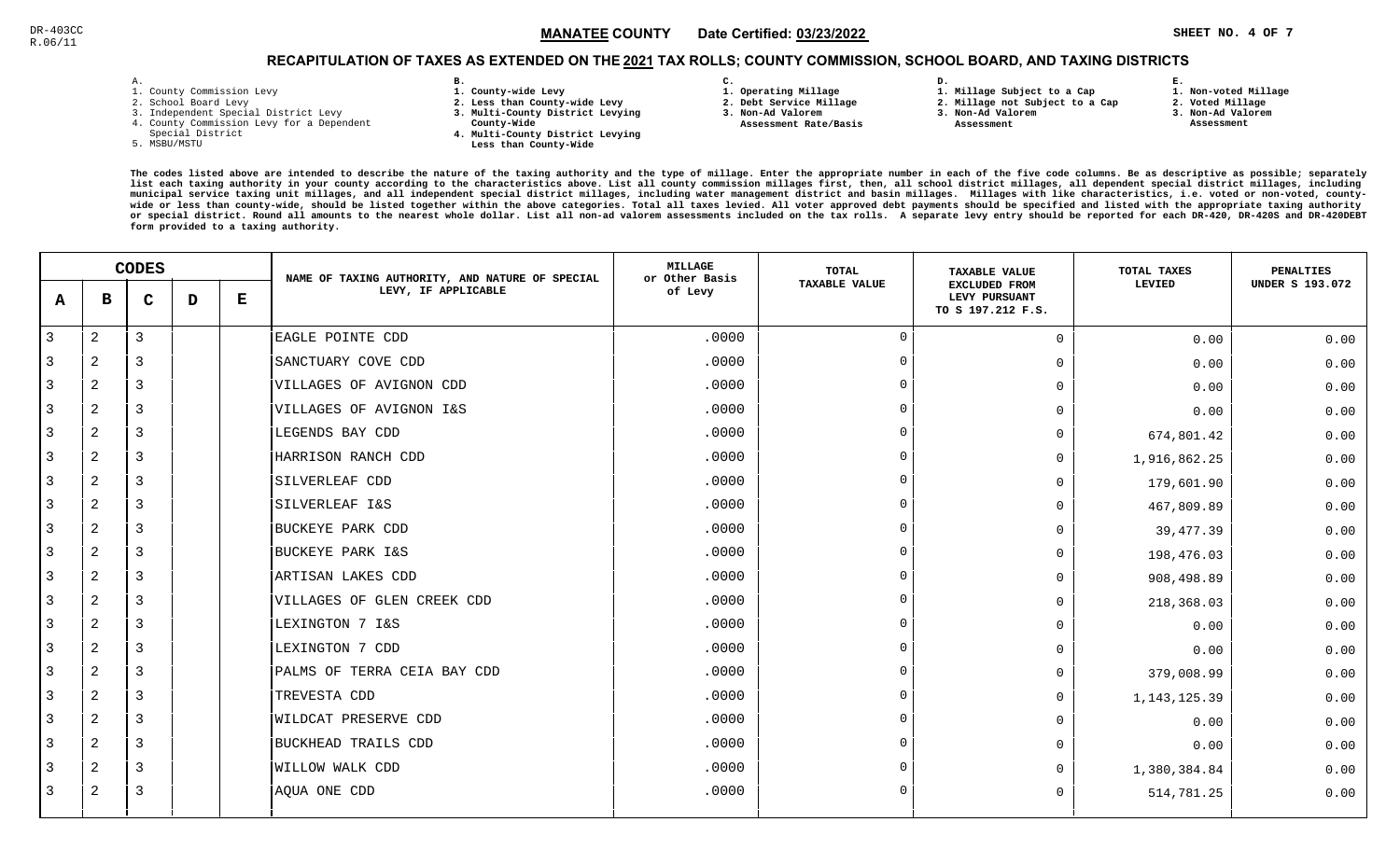DR-403CC
R.06/11

**MANATEE COUNTY** Date Certified: 03/23/2022

## RECAPITULATION OF TAXES AS EXTENDED ON THE 2021 TAX ROLLS; COUNTY COMMISSION, SCHOOL BOARD, AND TAXING DISTRICTS

A.
1. County Commission Levy
2. School Board Levy
3. Independent Special District Levy
4. County Commission Levy for a Dependent Special District
5. MSBU/MSTU

B.
1. County-wide Levy
2. Less than County-wide Levy
3. Multi-County District Levying County-Wide
4. Multi-County District Levying Less than County-Wide

C.
1. Operating Millage
2. Debt Service Millage
3. Non-Ad Valorem Assessment Rate/Basis

D.
1. Millage Subject to a Cap
2. Millage not Subject to a Cap
3. Non-Ad Valorem Assessment

E.
1. Non-voted Millage
2. Voted Millage
3. Non-Ad Valorem Assessment

The codes listed above are intended to describe the nature of the taxing authority and the type of millage. Enter the appropriate number in each of the five code columns. Be as descriptive as possible; separately list each taxing authority in your county according to the characteristics above. List all county commission millages first, then, all school district millages, all dependent special district millages, including municipal service taxing unit millages, and all independent special district millages, including water management district and basin millages. Millages with like characteristics, i.e. voted or non-voted, county-wide or less than county-wide, should be listed together within the above categories. Total all taxes levied. All voter approved debt payments should be specified and listed with the appropriate taxing authority or special district. Round all amounts to the nearest whole dollar. List all non-ad valorem assessments included on the tax rolls. A separate levy entry should be reported for each DR-420, DR-420S and DR-420DEBT form provided to a taxing authority.

| A | B | C | D | E | NAME OF TAXING AUTHORITY, AND NATURE OF SPECIAL LEVY, IF APPLICABLE | MILLAGE or Other Basis of Levy | TOTAL TAXABLE VALUE | TAXABLE VALUE EXCLUDED FROM LEVY PURSUANT TO S 197.212 F.S. | TOTAL TAXES LEVIED | PENALTIES UNDER S 193.072 |
|---|---|---|---|---|---|---|---|---|---|---|
| 3 | 2 | 3 | | | EAGLE POINTE CDD | .0000 | 0 | 0 | 0.00 | 0.00 |
| 3 | 2 | 3 | | | SANCTUARY COVE CDD | .0000 | 0 | 0 | 0.00 | 0.00 |
| 3 | 2 | 3 | | | VILLAGES OF AVIGNON CDD | .0000 | 0 | 0 | 0.00 | 0.00 |
| 3 | 2 | 3 | | | VILLAGES OF AVIGNON I&S | .0000 | 0 | 0 | 0.00 | 0.00 |
| 3 | 2 | 3 | | | LEGENDS BAY CDD | .0000 | 0 | 0 | 674,801.42 | 0.00 |
| 3 | 2 | 3 | | | HARRISON RANCH CDD | .0000 | 0 | 0 | 1,916,862.25 | 0.00 |
| 3 | 2 | 3 | | | SILVERLEAF CDD | .0000 | 0 | 0 | 179,601.90 | 0.00 |
| 3 | 2 | 3 | | | SILVERLEAF I&S | .0000 | 0 | 0 | 467,809.89 | 0.00 |
| 3 | 2 | 3 | | | BUCKEYE PARK CDD | .0000 | 0 | 0 | 39,477.39 | 0.00 |
| 3 | 2 | 3 | | | BUCKEYE PARK I&S | .0000 | 0 | 0 | 198,476.03 | 0.00 |
| 3 | 2 | 3 | | | ARTISAN LAKES CDD | .0000 | 0 | 0 | 908,498.89 | 0.00 |
| 3 | 2 | 3 | | | VILLAGES OF GLEN CREEK CDD | .0000 | 0 | 0 | 218,368.03 | 0.00 |
| 3 | 2 | 3 | | | LEXINGTON 7 I&S | .0000 | 0 | 0 | 0.00 | 0.00 |
| 3 | 2 | 3 | | | LEXINGTON 7 CDD | .0000 | 0 | 0 | 0.00 | 0.00 |
| 3 | 2 | 3 | | | PALMS OF TERRA CEIA BAY CDD | .0000 | 0 | 0 | 379,008.99 | 0.00 |
| 3 | 2 | 3 | | | TREVESTA CDD | .0000 | 0 | 0 | 1,143,125.39 | 0.00 |
| 3 | 2 | 3 | | | WILDCAT PRESERVE CDD | .0000 | 0 | 0 | 0.00 | 0.00 |
| 3 | 2 | 3 | | | BUCKHEAD TRAILS CDD | .0000 | 0 | 0 | 0.00 | 0.00 |
| 3 | 2 | 3 | | | WILLOW WALK CDD | .0000 | 0 | 0 | 1,380,384.84 | 0.00 |
| 3 | 2 | 3 | | | AQUA ONE CDD | .0000 | 0 | 0 | 514,781.25 | 0.00 |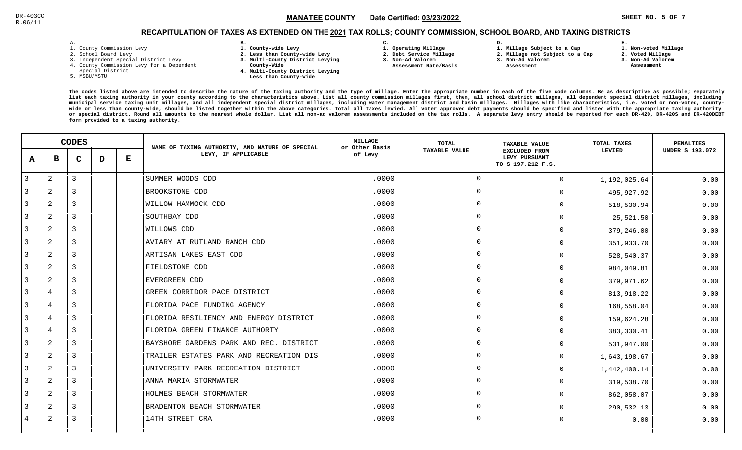DR-403CC
R.06/11

**MANATEE COUNTY** Date Certified: **03/23/2022**

# RECAPITULATION OF TAXES AS EXTENDED ON THE 2021 TAX ROLLS; COUNTY COMMISSION, SCHOOL BOARD, AND TAXING DISTRICTS

A.
1. County Commission Levy
2. School Board Levy
3. Independent Special District Levy
4. County Commission Levy for a Dependent Special District
5. MSBU/MSTU

B.
1. County-wide Levy
2. Less than County-wide Levy
3. Multi-County District Levying County-Wide
4. Multi-County District Levying Less than County-Wide

C.
1. Operating Millage
2. Debt Service Millage
3. Non-Ad Valorem Assessment Rate/Basis

D.
1. Millage Subject to a Cap
2. Millage not Subject to a Cap
3. Non-Ad Valorem Assessment

E.
1. Non-voted Millage
2. Voted Millage
3. Non-Ad Valorem Assessment

The codes listed above are intended to describe the nature of the taxing authority and the type of millage. Enter the appropriate number in each of the five code columns. Be as descriptive as possible; separately list each taxing authority in your county according to the characteristics above. List all county commission millages first, then, all school district millages, all independent special district millages, including municipal service taxing unit millages, and all independent special district millages, including water management district and basin millages. Millages with like characteristics, i.e. voted or non-voted, county-wide or less than county-wide, should be listed together within the above categories. Total all taxes levied. All voter approved debt payments should be specified and listed with the appropriate taxing authority or special district. Round all amounts to the nearest whole dollar. List all non-ad valorem assessments included on the tax rolls. A separate levy entry should be reported for each DR-420, DR-420S and DR-420DEBT form provided to a taxing authority.

| A | B | C | D | E | NAME OF TAXING AUTHORITY, AND NATURE OF SPECIAL LEVY, IF APPLICABLE | MILLAGE or Other Basis of Levy | TOTAL TAXABLE VALUE | TAXABLE VALUE EXCLUDED FROM LEVY PURSUANT TO S 197.212 F.S. | TOTAL TAXES LEVIED | PENALTIES UNDER S 193.072 |
|---|---|---|---|---|---|---|---|---|---|---|
| 3 | 2 | 3 | | | SUMMER WOODS CDD | .0000 | 0 | 0 | 1,192,025.64 | 0.00 |
| 3 | 2 | 3 | | | BROOKSTONE CDD | .0000 | 0 | 0 | 495,927.92 | 0.00 |
| 3 | 2 | 3 | | | WILLOW HAMMOCK CDD | .0000 | 0 | 0 | 518,530.94 | 0.00 |
| 3 | 2 | 3 | | | SOUTHBAY CDD | .0000 | 0 | 0 | 25,521.50 | 0.00 |
| 3 | 2 | 3 | | | WILLOWS CDD | .0000 | 0 | 0 | 379,246.00 | 0.00 |
| 3 | 2 | 3 | | | AVIARY AT RUTLAND RANCH CDD | .0000 | 0 | 0 | 351,933.70 | 0.00 |
| 3 | 2 | 3 | | | ARTISAN LAKES EAST CDD | .0000 | 0 | 0 | 528,540.37 | 0.00 |
| 3 | 2 | 3 | | | FIELDSTONE CDD | .0000 | 0 | 0 | 984,049.81 | 0.00 |
| 3 | 2 | 3 | | | EVERGREEN CDD | .0000 | 0 | 0 | 379,971.62 | 0.00 |
| 3 | 4 | 3 | | | GREEN CORRIDOR PACE DISTRICT | .0000 | 0 | 0 | 813,918.22 | 0.00 |
| 3 | 4 | 3 | | | FLORIDA PACE FUNDING AGENCY | .0000 | 0 | 0 | 168,558.04 | 0.00 |
| 3 | 4 | 3 | | | FLORIDA RESILIENCY AND ENERGY DISTRICT | .0000 | 0 | 0 | 159,624.28 | 0.00 |
| 3 | 4 | 3 | | | FLORIDA GREEN FINANCE AUTHORTY | .0000 | 0 | 0 | 383,330.41 | 0.00 |
| 3 | 2 | 3 | | | BAYSHORE GARDENS PARK AND REC. DISTRICT | .0000 | 0 | 0 | 531,947.00 | 0.00 |
| 3 | 2 | 3 | | | TRAILER ESTATES PARK AND RECREATION DIS | .0000 | 0 | 0 | 1,643,198.67 | 0.00 |
| 3 | 2 | 3 | | | UNIVERSITY PARK RECREATION DISTRICT | .0000 | 0 | 0 | 1,442,400.14 | 0.00 |
| 3 | 2 | 3 | | | ANNA MARIA STORMWATER | .0000 | 0 | 0 | 319,538.70 | 0.00 |
| 3 | 2 | 3 | | | HOLMES BEACH STORMWATER | .0000 | 0 | 0 | 862,058.07 | 0.00 |
| 3 | 2 | 3 | | | BRADENTON BEACH STORMWATER | .0000 | 0 | 0 | 290,532.13 | 0.00 |
| 4 | 2 | 3 | | | 14TH STREET CRA | .0000 | 0 | 0 | 0.00 | 0.00 |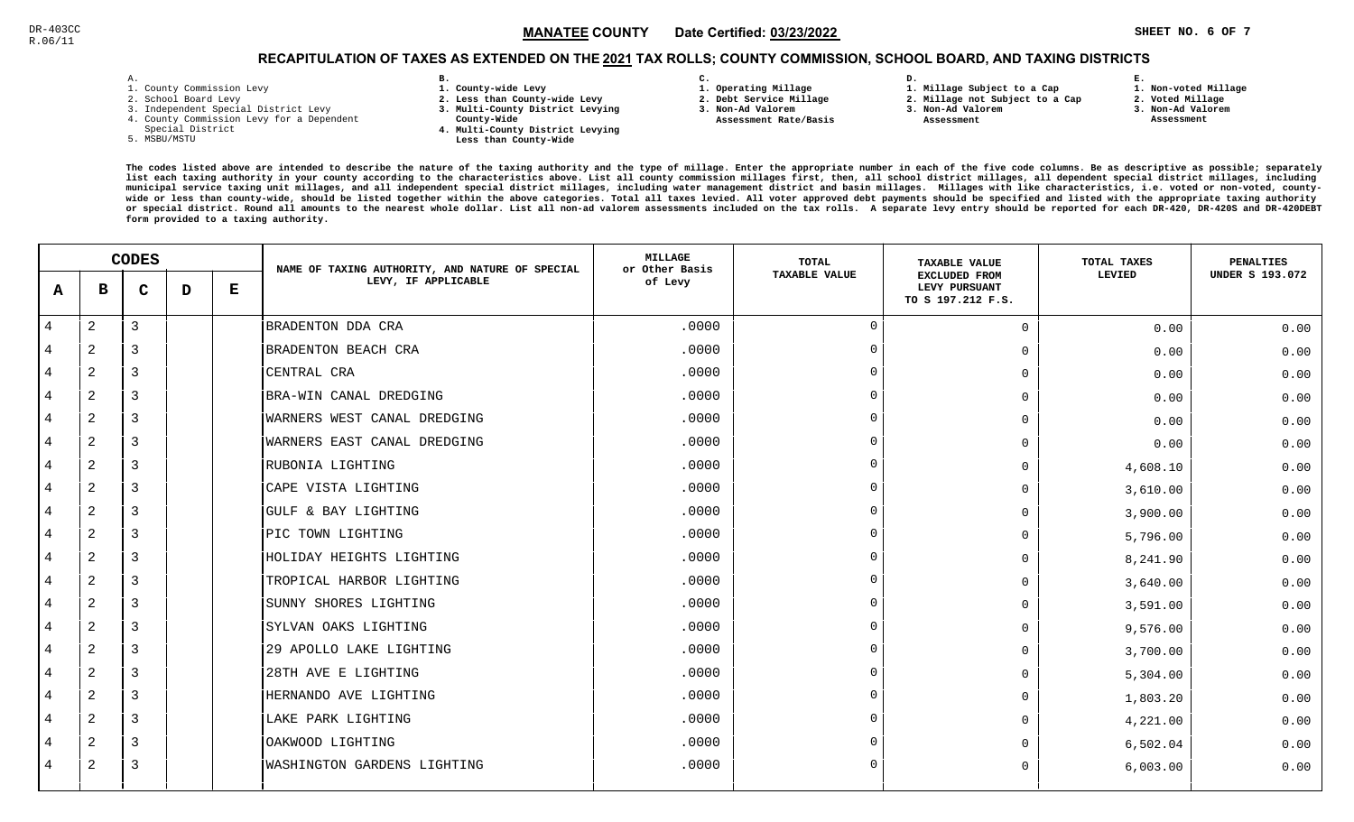DR-403CC
R.06/11

**MANATEE COUNTY** Date Certified: **03/23/2022**

SHEET NO. 6 OF 7

## RECAPITULATION OF TAXES AS EXTENDED ON THE 2021 TAX ROLLS; COUNTY COMMISSION, SCHOOL BOARD, AND TAXING DISTRICTS

A.
1. County Commission Levy
2. School Board Levy
3. Independent Special District Levy
4. County Commission Levy for a Dependent Special District
5. MSBU/MSTU

B.
1. County-wide Levy
2. Less than County-wide Levy
3. Multi-County District Levying County-Wide
4. Multi-County District Levying Less than County-Wide

C.
1. Operating Millage
2. Debt Service Millage
3. Non-Ad Valorem Assessment Rate/Basis

D.
1. Millage Subject to a Cap
2. Millage not Subject to a Cap
3. Non-Ad Valorem Assessment

E.
1. Non-voted Millage
2. Voted Millage
3. Non-Ad Valorem Assessment

The codes listed above are intended to describe the nature of the taxing authority and the type of millage. Enter the appropriate number in each of the five code columns. Be as descriptive as possible; separately list each taxing authority in your county according to the characteristics above. List all county commission millages first, then, all school district millages, all dependent special district millages, including municipal service taxing unit millages, and all independent special district millages, including water management district and basin millages. Millages with like characteristics, i.e. voted or non-voted, county-wide or less than county-wide, should be listed together within the above categories. Total all taxes levied. All voter approved debt payments should be specified and listed with the appropriate taxing authority or special district. Round all amounts to the nearest whole dollar. List all non-ad valorem assessments included on the tax rolls. A separate levy entry should be reported for each DR-420, DR-420S and DR-420DEBT form provided to a taxing authority.

| CODES | | | | | NAME OF TAXING AUTHORITY, AND NATURE OF SPECIAL LEVY, IF APPLICABLE | MILLAGE or Other Basis of Levy | TOTAL TAXABLE VALUE | TAXABLE VALUE EXCLUDED FROM LEVY PURSUANT TO S 197.212 F.S. | TOTAL TAXES LEVIED | PENALTIES UNDER S 193.072 |
|---|---|---|---|---|---|---|---|---|---|---|
| A | B | C | D | E | | | | | | |
| 4 | 2 | 3 | | | BRADENTON DDA CRA | .0000 | 0 | 0 | 0.00 | 0.00 |
| 4 | 2 | 3 | | | BRADENTON BEACH CRA | .0000 | 0 | 0 | 0.00 | 0.00 |
| 4 | 2 | 3 | | | CENTRAL CRA | .0000 | 0 | 0 | 0.00 | 0.00 |
| 4 | 2 | 3 | | | BRA-WIN CANAL DREDGING | .0000 | 0 | 0 | 0.00 | 0.00 |
| 4 | 2 | 3 | | | WARNERS WEST CANAL DREDGING | .0000 | 0 | 0 | 0.00 | 0.00 |
| 4 | 2 | 3 | | | WARNERS EAST CANAL DREDGING | .0000 | 0 | 0 | 0.00 | 0.00 |
| 4 | 2 | 3 | | | RUBONIA LIGHTING | .0000 | 0 | 0 | 4,608.10 | 0.00 |
| 4 | 2 | 3 | | | CAPE VISTA LIGHTING | .0000 | 0 | 0 | 3,610.00 | 0.00 |
| 4 | 2 | 3 | | | GULF & BAY LIGHTING | .0000 | 0 | 0 | 3,900.00 | 0.00 |
| 4 | 2 | 3 | | | PIC TOWN LIGHTING | .0000 | 0 | 0 | 5,796.00 | 0.00 |
| 4 | 2 | 3 | | | HOLIDAY HEIGHTS LIGHTING | .0000 | 0 | 0 | 8,241.90 | 0.00 |
| 4 | 2 | 3 | | | TROPICAL HARBOR LIGHTING | .0000 | 0 | 0 | 3,640.00 | 0.00 |
| 4 | 2 | 3 | | | SUNNY SHORES LIGHTING | .0000 | 0 | 0 | 3,591.00 | 0.00 |
| 4 | 2 | 3 | | | SYLVAN OAKS LIGHTING | .0000 | 0 | 0 | 9,576.00 | 0.00 |
| 4 | 2 | 3 | | | 29 APOLLO LAKE LIGHTING | .0000 | 0 | 0 | 3,700.00 | 0.00 |
| 4 | 2 | 3 | | | 28TH AVE E LIGHTING | .0000 | 0 | 0 | 5,304.00 | 0.00 |
| 4 | 2 | 3 | | | HERNANDO AVE LIGHTING | .0000 | 0 | 0 | 1,803.20 | 0.00 |
| 4 | 2 | 3 | | | LAKE PARK LIGHTING | .0000 | 0 | 0 | 4,221.00 | 0.00 |
| 4 | 2 | 3 | | | OAKWOOD LIGHTING | .0000 | 0 | 0 | 6,502.04 | 0.00 |
| 4 | 2 | 3 | | | WASHINGTON GARDENS LIGHTING | .0000 | 0 | 0 | 6,003.00 | 0.00 |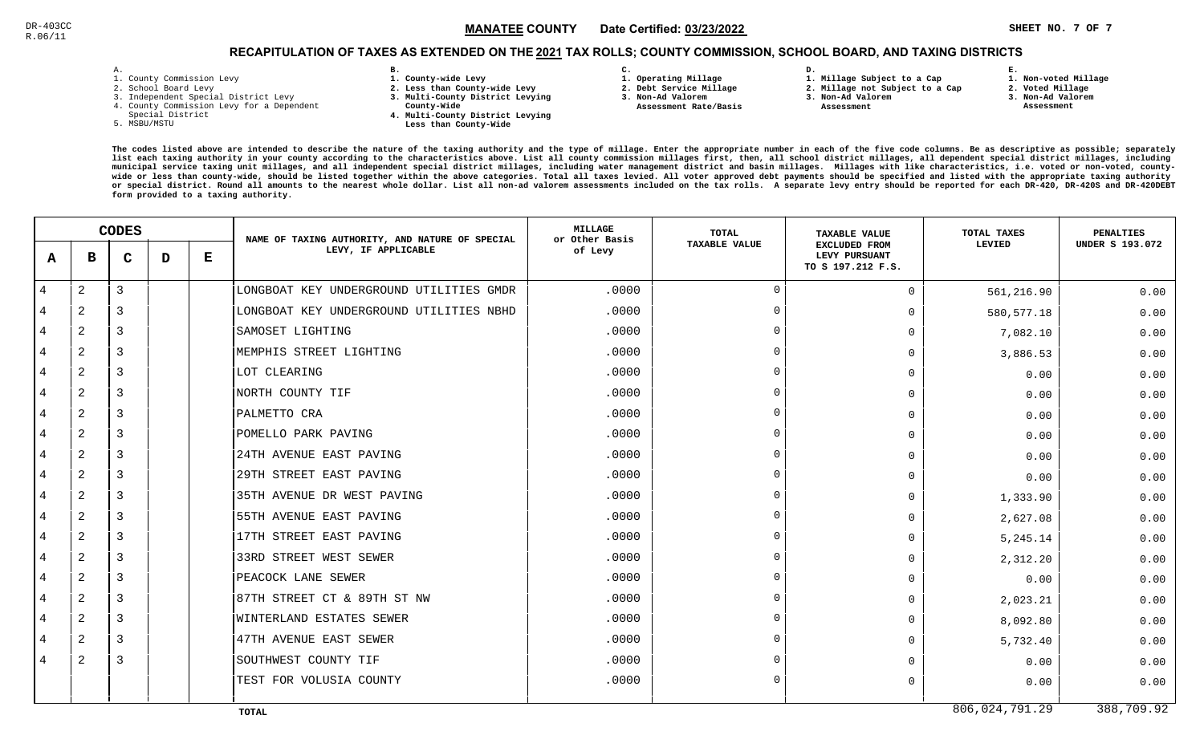DR-403CC
R.06/11

**MANATEE COUNTY** Date Certified: **03/23/2022**

## RECAPITULATION OF TAXES AS EXTENDED ON THE 2021 TAX ROLLS; COUNTY COMMISSION, SCHOOL BOARD, AND TAXING DISTRICTS

**A.**
1. County Commission Levy
2. School Board Levy
3. Independent Special District Levy
4. County Commission Levy for a Dependent Special District
5. MSBU/MSTU

**B.**
1. County-wide Levy
2. Less than County-wide Levy
3. Multi-County District Levying County-Wide
4. Multi-County District Levying Less than County-Wide

**C.**
1. Operating Millage
2. Debt Service Millage
3. Non-Ad Valorem Assessment Rate/Basis

**D.**
1. Millage Subject to a Cap
2. Millage not Subject to a Cap
3. Non-Ad Valorem Assessment

**E.**
1. Non-voted Millage
2. Voted Millage
3. Non-Ad Valorem Assessment

The codes listed above are intended to describe the nature of the taxing authority and the type of millage. Enter the appropriate number in each of the five code columns. Be as descriptive as possible; separately list each taxing authority in your county according to the characteristics above. List all county commission millages first, then, all school district millages, all dependent special district millages, including municipal service taxing unit millages, and all independent special district millages, including water management district and basin millages. Millages with like characteristics, i.e. voted or non-voted, county-wide or less than county-wide, should be listed together within the above categories. Total all taxes levied. All voter approved debt payments should be specified and listed with the appropriate taxing authority or special district. Round all amounts to the nearest whole dollar. List all non-ad valorem assessments included on the tax rolls. A separate levy entry should be reported for each DR-420, DR-420S and DR-420DEBT form provided to a taxing authority.

| A | B | C | D | E | NAME OF TAXING AUTHORITY, AND NATURE OF SPECIAL LEVY, IF APPLICABLE | MILLAGE or Other Basis of Levy | TOTAL TAXABLE VALUE | TAXABLE VALUE EXCLUDED FROM LEVY PURSUANT TO S 197.212 F.S. | TOTAL TAXES LEVIED | PENALTIES UNDER S 193.072 |
|---|---|---|---|---|---|---|---|---|---|---|
| 4 | 2 | 3 | | | LONGBOAT KEY UNDERGROUND UTILITIES GMDR | .0000 | 0 | 0 | 561,216.90 | 0.00 |
| 4 | 2 | 3 | | | LONGBOAT KEY UNDERGROUND UTILITIES NBHD | .0000 | 0 | 0 | 580,577.18 | 0.00 |
| 4 | 2 | 3 | | | SAMOSET LIGHTING | .0000 | 0 | 0 | 7,082.10 | 0.00 |
| 4 | 2 | 3 | | | MEMPHIS STREET LIGHTING | .0000 | 0 | 0 | 3,886.53 | 0.00 |
| 4 | 2 | 3 | | | LOT CLEARING | .0000 | 0 | 0 | 0.00 | 0.00 |
| 4 | 2 | 3 | | | NORTH COUNTY TIF | .0000 | 0 | 0 | 0.00 | 0.00 |
| 4 | 2 | 3 | | | PALMETTO CRA | .0000 | 0 | 0 | 0.00 | 0.00 |
| 4 | 2 | 3 | | | POMELLO PARK PAVING | .0000 | 0 | 0 | 0.00 | 0.00 |
| 4 | 2 | 3 | | | 24TH AVENUE EAST PAVING | .0000 | 0 | 0 | 0.00 | 0.00 |
| 4 | 2 | 3 | | | 29TH STREET EAST PAVING | .0000 | 0 | 0 | 0.00 | 0.00 |
| 4 | 2 | 3 | | | 35TH AVENUE DR WEST PAVING | .0000 | 0 | 0 | 1,333.90 | 0.00 |
| 4 | 2 | 3 | | | 55TH AVENUE EAST PAVING | .0000 | 0 | 0 | 2,627.08 | 0.00 |
| 4 | 2 | 3 | | | 17TH STREET EAST PAVING | .0000 | 0 | 0 | 5,245.14 | 0.00 |
| 4 | 2 | 3 | | | 33RD STREET WEST SEWER | .0000 | 0 | 0 | 2,312.20 | 0.00 |
| 4 | 2 | 3 | | | PEACOCK LANE SEWER | .0000 | 0 | 0 | 0.00 | 0.00 |
| 4 | 2 | 3 | | | 87TH STREET CT & 89TH ST NW | .0000 | 0 | 0 | 2,023.21 | 0.00 |
| 4 | 2 | 3 | | | WINTERLAND ESTATES SEWER | .0000 | 0 | 0 | 8,092.80 | 0.00 |
| 4 | 2 | 3 | | | 47TH AVENUE EAST SEWER | .0000 | 0 | 0 | 5,732.40 | 0.00 |
| 4 | 2 | 3 | | | SOUTHWEST COUNTY TIF | .0000 | 0 | 0 | 0.00 | 0.00 |
| | | | | | TEST FOR VOLUSIA COUNTY | .0000 | 0 | 0 | 0.00 | 0.00 |
| | | | | | **TOTAL** | | | | 806,024,791.29 | 388,709.92 |